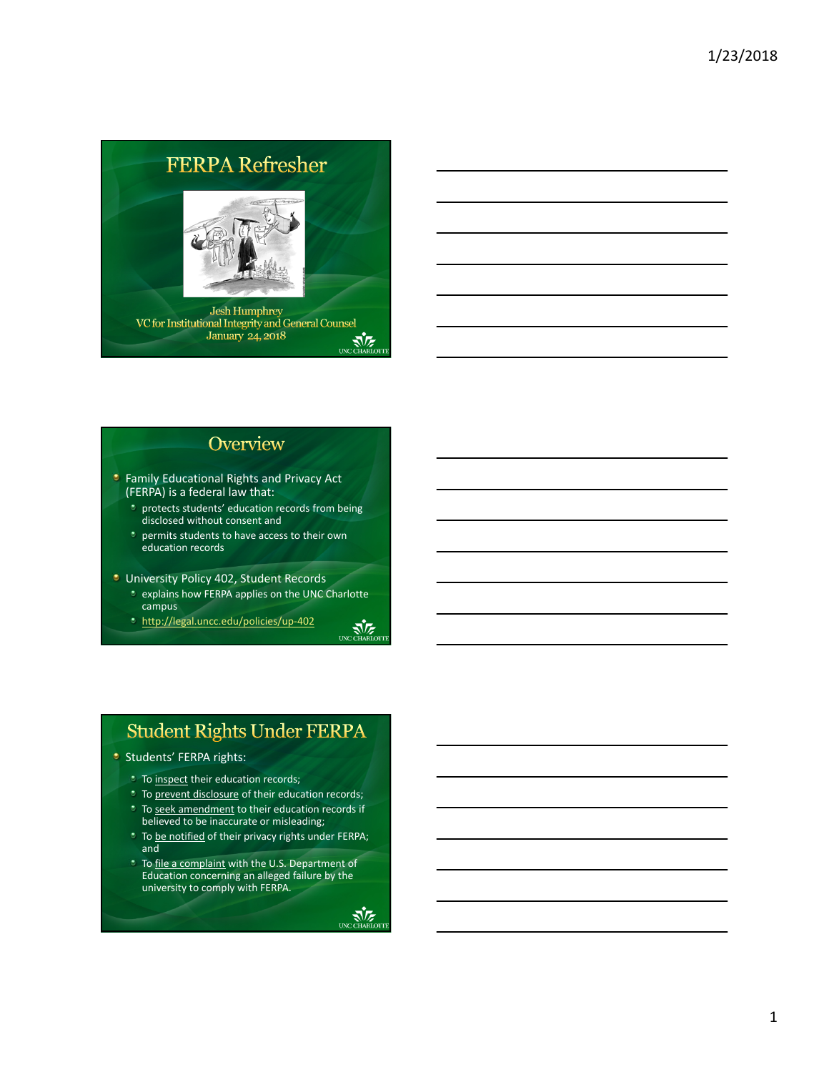# FERPA Refresher

Jesh Humphrey
VC for Institutional Integrity and General Counsel
January 24, 2018

UNC CHARLOTTE

## Overview

- Family Educational Rights and Privacy Act (FERPA) is a federal law that:
  - protects students' education records from being disclosed without consent and
  - permits students to have access to their own education records
- University Policy 402, Student Records
  - explains how FERPA applies on the UNC Charlotte campus
  - http://legal.uncc.edu/policies/up-402

UNC CHARLOTTE

## Student Rights Under FERPA

- Students' FERPA rights:
  - To inspect their education records;
  - To prevent disclosure of their education records;
  - To seek amendment to their education records if believed to be inaccurate or misleading;
  - To be notified of their privacy rights under FERPA; and
  - To file a complaint with the U.S. Department of Education concerning an alleged failure by the university to comply with FERPA.

UNC CHARLOTTE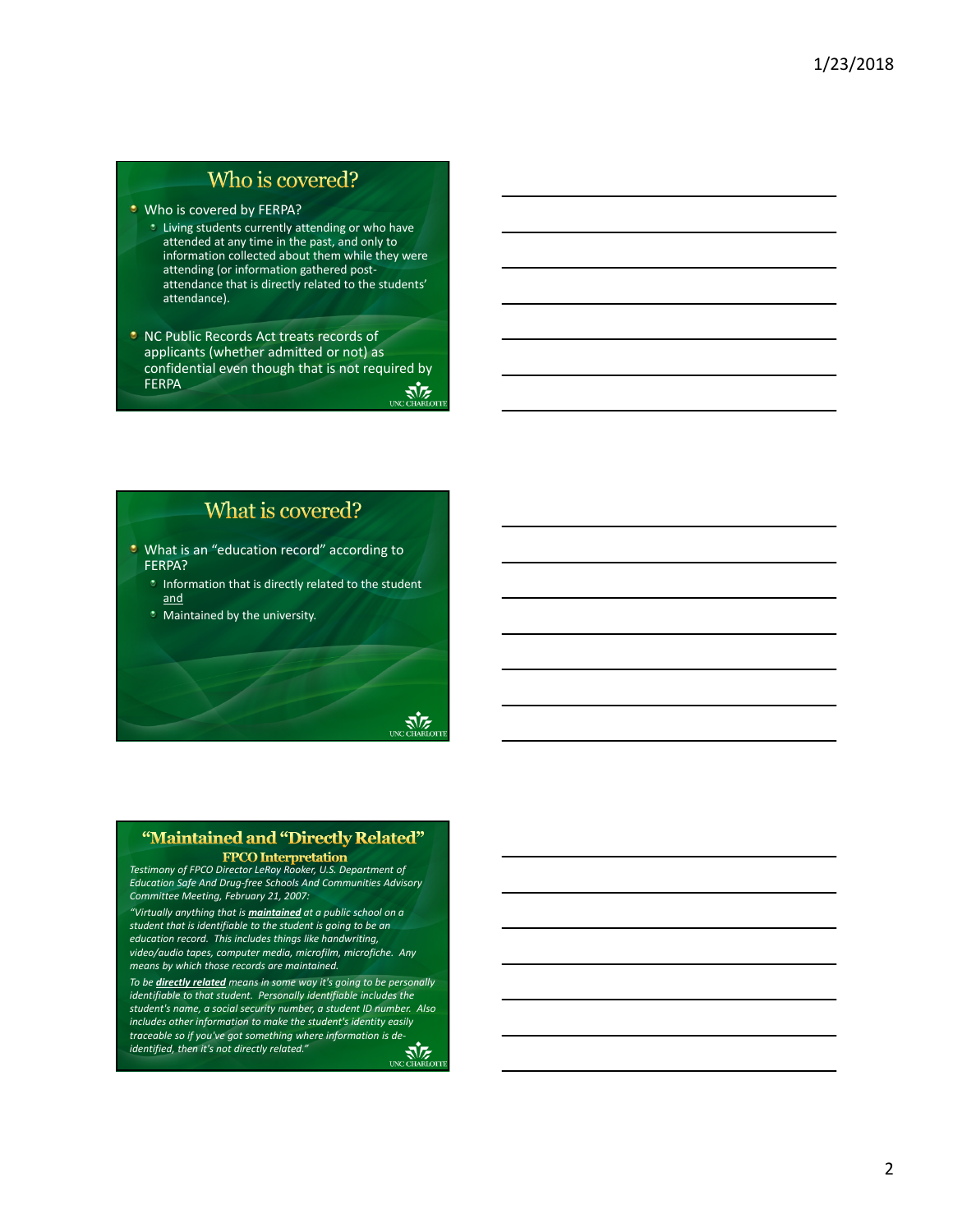## Who is covered?

- Who is covered by FERPA?
  - Living students currently attending or who have attended at any time in the past, and only to information collected about them while they were attending (or information gathered post-attendance that is directly related to the students' attendance).
- NC Public Records Act treats records of applicants (whether admitted or not) as confidential even though that is not required by FERPA

## What is covered?

- What is an "education record" according to FERPA?
  - Information that is directly related to the student and
  - Maintained by the university.

## "Maintained and "Directly Related"

### FPCO Interpretation

*Testimony of FPCO Director LeRoy Rooker, U.S. Department of Education Safe And Drug-free Schools And Communities Advisory Committee Meeting, February 21, 2007:*

*"Virtually anything that is **maintained** at a public school on a student that is identifiable to the student is going to be an education record. This includes things like handwriting, video/audio tapes, computer media, microfilm, microfiche. Any means by which those records are maintained.*

*To be **directly related** means in some way it's going to be personally identifiable to that student. Personally identifiable includes the student's name, a social security number, a student ID number. Also includes other information to make the student's identity easily traceable so if you've got something where information is de-identified, then it's not directly related."*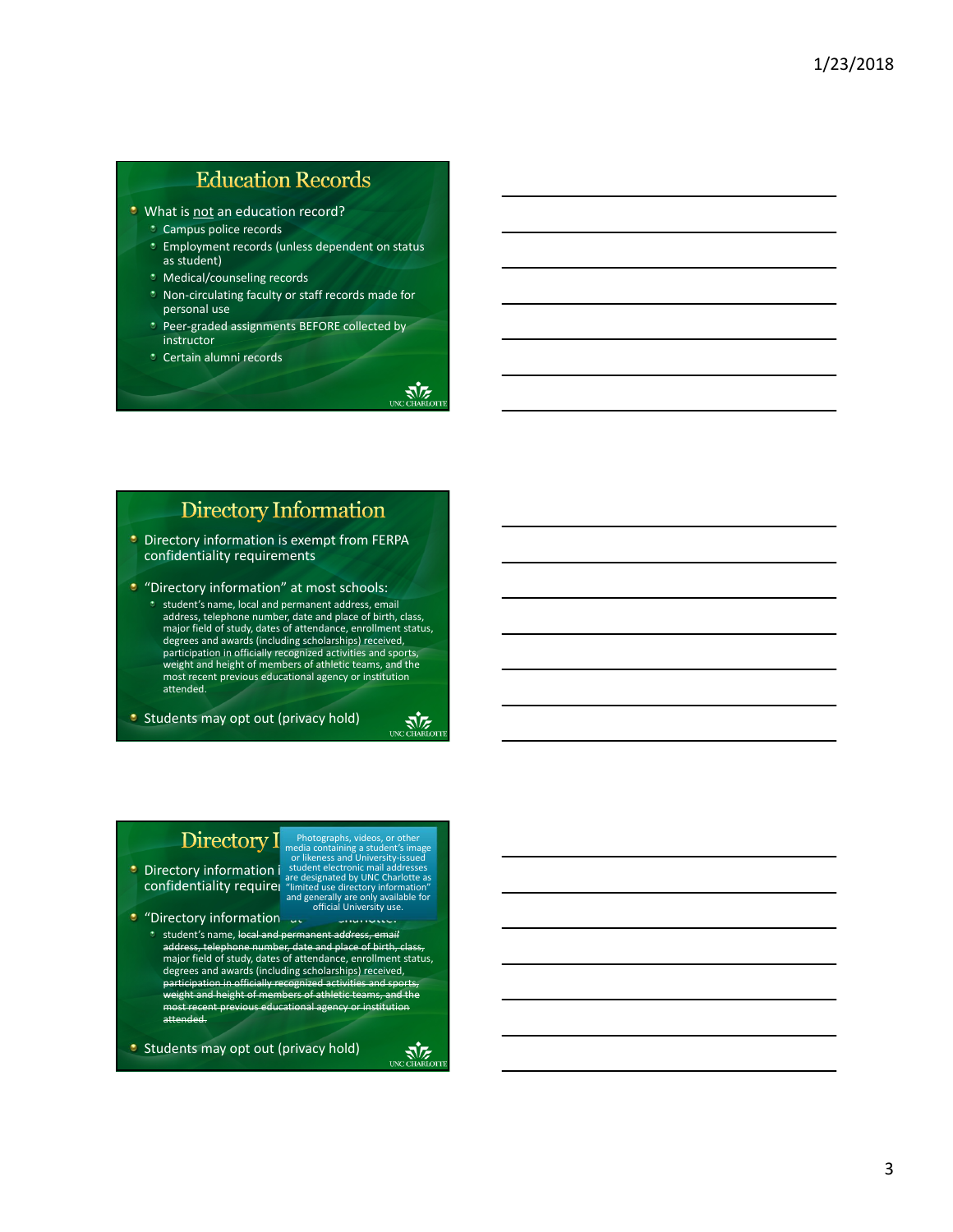## Education Records

- What is not an education record?
  - Campus police records
  - Employment records (unless dependent on status as student)
  - Medical/counseling records
  - Non-circulating faculty or staff records made for personal use
  - Peer-graded assignments BEFORE collected by instructor
  - Certain alumni records

## Directory Information

- Directory information is exempt from FERPA confidentiality requirements
- "Directory information" at most schools:
  - student's name, local and permanent address, email address, telephone number, date and place of birth, class, major field of study, dates of attendance, enrollment status, degrees and awards (including scholarships) received, participation in officially recognized activities and sports, weight and height of members of athletic teams, and the most recent previous educational agency or institution attended.
- Students may opt out (privacy hold)

## Directory I

Photographs, videos, or other media containing a student's image or likeness and University-issued student electronic mail addresses are designated by UNC Charlotte as "limited use directory information" and generally are only available for official University use.

- Directory information i confidentiality requirer
- "Directory information
  - student's name, ~~local and permanent address, email address, telephone number, date and place of birth, class,~~ major field of study, dates of attendance, enrollment status, degrees and awards (including scholarships) received, ~~participation in officially recognized activities and sports, weight and height of members of athletic teams, and the most recent previous educational agency or institution attended.~~
- Students may opt out (privacy hold)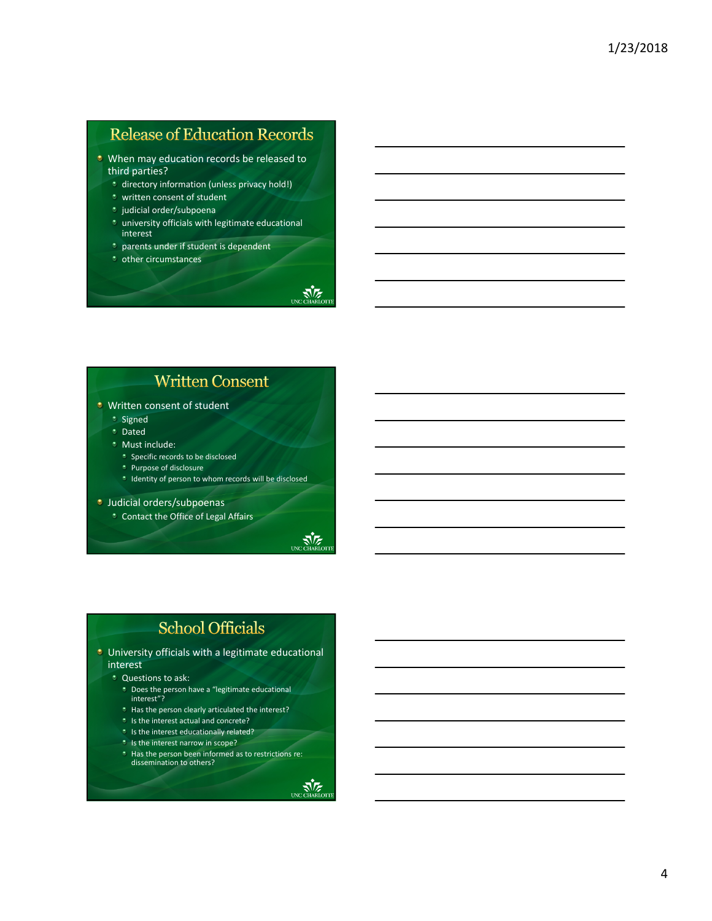## Release of Education Records

- When may education records be released to third parties?
  - directory information (unless privacy hold!)
  - written consent of student
  - judicial order/subpoena
  - university officials with legitimate educational interest
  - parents under if student is dependent
  - other circumstances

## Written Consent

- Written consent of student
  - Signed
  - Dated
  - Must include:
    - Specific records to be disclosed
    - Purpose of disclosure
    - Identity of person to whom records will be disclosed
- Judicial orders/subpoenas
  - Contact the Office of Legal Affairs

## School Officials

- University officials with a legitimate educational interest
  - Questions to ask:
    - Does the person have a "legitimate educational interest"?
    - Has the person clearly articulated the interest?
    - Is the interest actual and concrete?
    - Is the interest educationally related?
    - Is the interest narrow in scope?
    - Has the person been informed as to restrictions re: dissemination to others?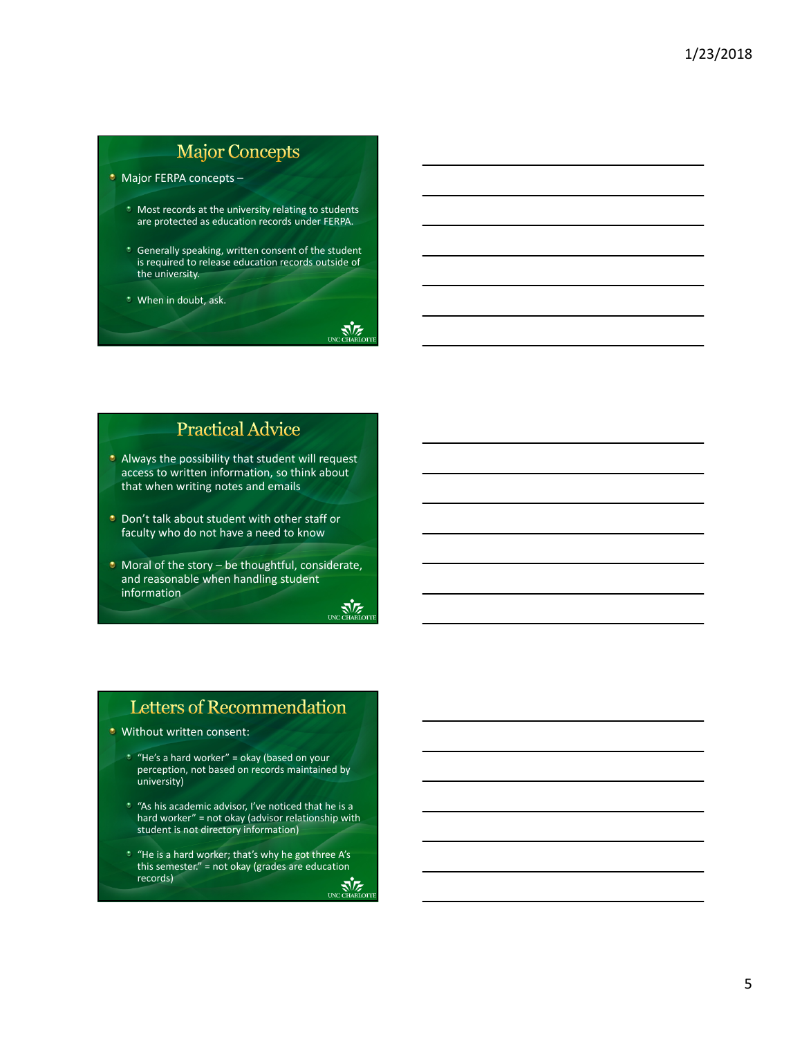## Major Concepts

- Major FERPA concepts –
  - Most records at the university relating to students are protected as education records under FERPA.
  - Generally speaking, written consent of the student is required to release education records outside of the university.
  - When in doubt, ask.

## Practical Advice

- Always the possibility that student will request access to written information, so think about that when writing notes and emails
- Don't talk about student with other staff or faculty who do not have a need to know
- Moral of the story – be thoughtful, considerate, and reasonable when handling student information

## Letters of Recommendation

- Without written consent:
  - "He's a hard worker" = okay (based on your perception, not based on records maintained by university)
  - "As his academic advisor, I've noticed that he is a hard worker" = not okay (advisor relationship with student is not directory information)
  - "He is a hard worker; that's why he got three A's this semester." = not okay (grades are education records)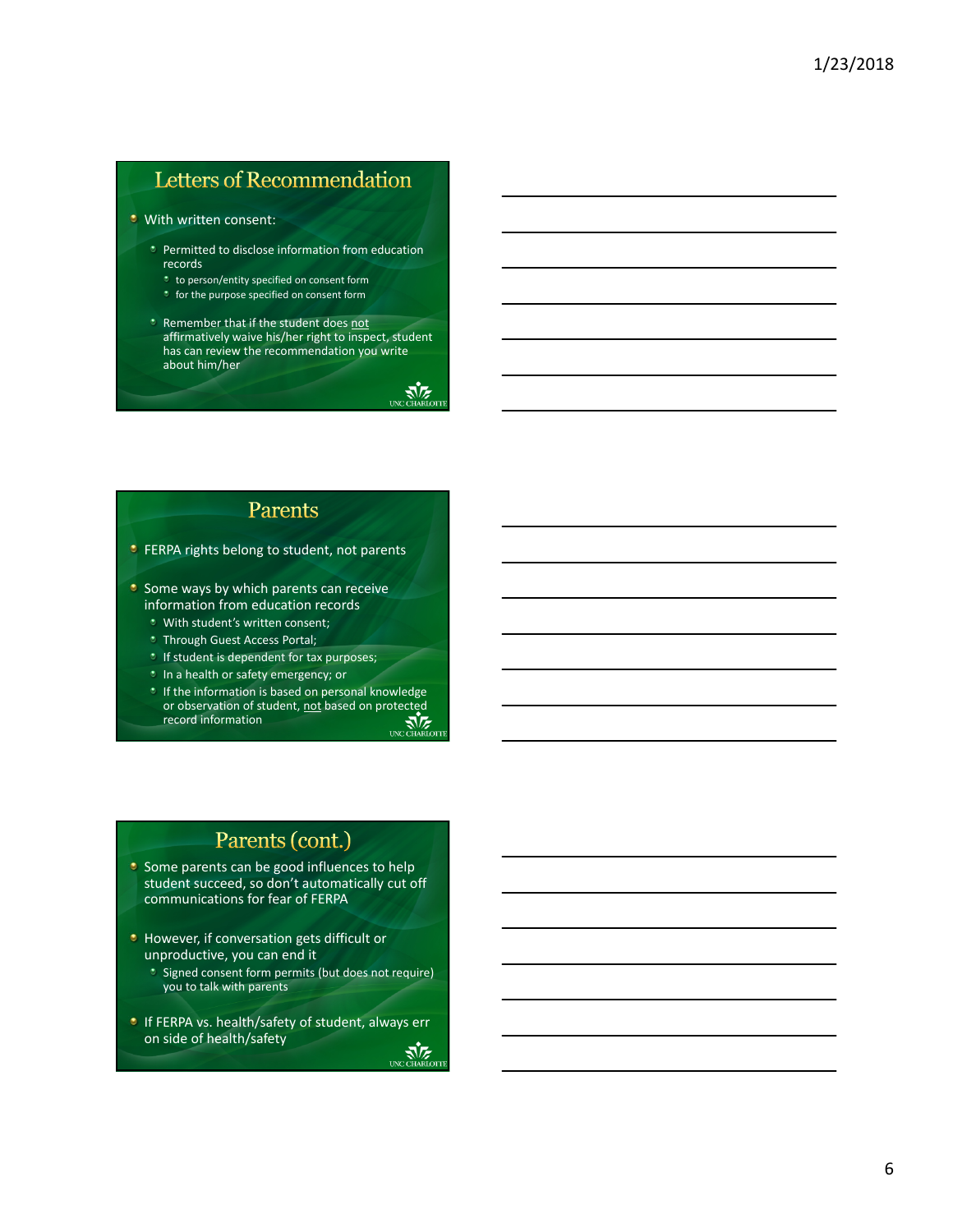## Letters of Recommendation

- With written consent:
  - Permitted to disclose information from education records
    - to person/entity specified on consent form
    - for the purpose specified on consent form
  - Remember that if the student does <u>not</u> affirmatively waive his/her right to inspect, student has can review the recommendation you write about him/her

## Parents

- FERPA rights belong to student, not parents
- Some ways by which parents can receive information from education records
  - With student's written consent;
  - Through Guest Access Portal;
  - If student is dependent for tax purposes;
  - In a health or safety emergency; or
  - If the information is based on personal knowledge or observation of student, <u>not</u> based on protected record information

## Parents (cont.)

- Some parents can be good influences to help student succeed, so don't automatically cut off communications for fear of FERPA
- However, if conversation gets difficult or unproductive, you can end it
  - Signed consent form permits (but does not require) you to talk with parents
- If FERPA vs. health/safety of student, always err on side of health/safety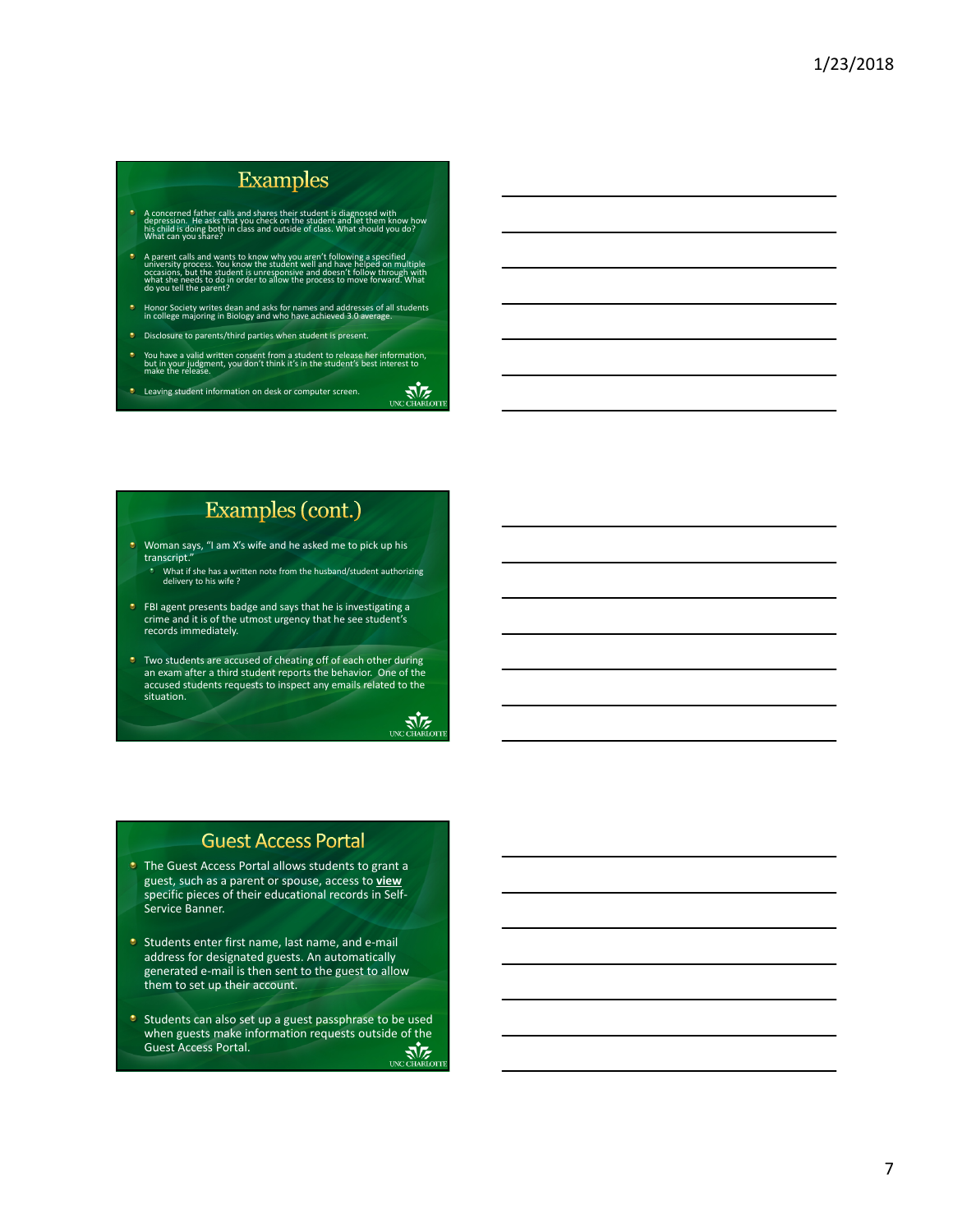## Examples

- A concerned father calls and shares their student is diagnosed with depression. He asks that you check on the student and let them know how his child is doing both in class and outside of class. What should you do? What can you share?
- A parent calls and wants to know why you aren't following a specified university process. You know the student well and have helped on multiple occasions, but the student is unresponsive and doesn't follow through with what she needs to do in order to allow the process to move forward. What do you tell the parent?
- Honor Society writes dean and asks for names and addresses of all students in college majoring in Biology and who have achieved 3.0 average.
- Disclosure to parents/third parties when student is present.
- You have a valid written consent from a student to release her information, but in your judgment, you don't think it's in the student's best interest to make the release.
- Leaving student information on desk or computer screen.

## Examples (cont.)

- Woman says, "I am X's wife and he asked me to pick up his transcript."
  - What if she has a written note from the husband/student authorizing delivery to his wife ?
- FBI agent presents badge and says that he is investigating a crime and it is of the utmost urgency that he see student's records immediately.
- Two students are accused of cheating off of each other during an exam after a third student reports the behavior. One of the accused students requests to inspect any emails related to the situation.

## Guest Access Portal

- The Guest Access Portal allows students to grant a guest, such as a parent or spouse, access to **view** specific pieces of their educational records in Self-Service Banner.
- Students enter first name, last name, and e-mail address for designated guests. An automatically generated e-mail is then sent to the guest to allow them to set up their account.
- Students can also set up a guest passphrase to be used when guests make information requests outside of the Guest Access Portal.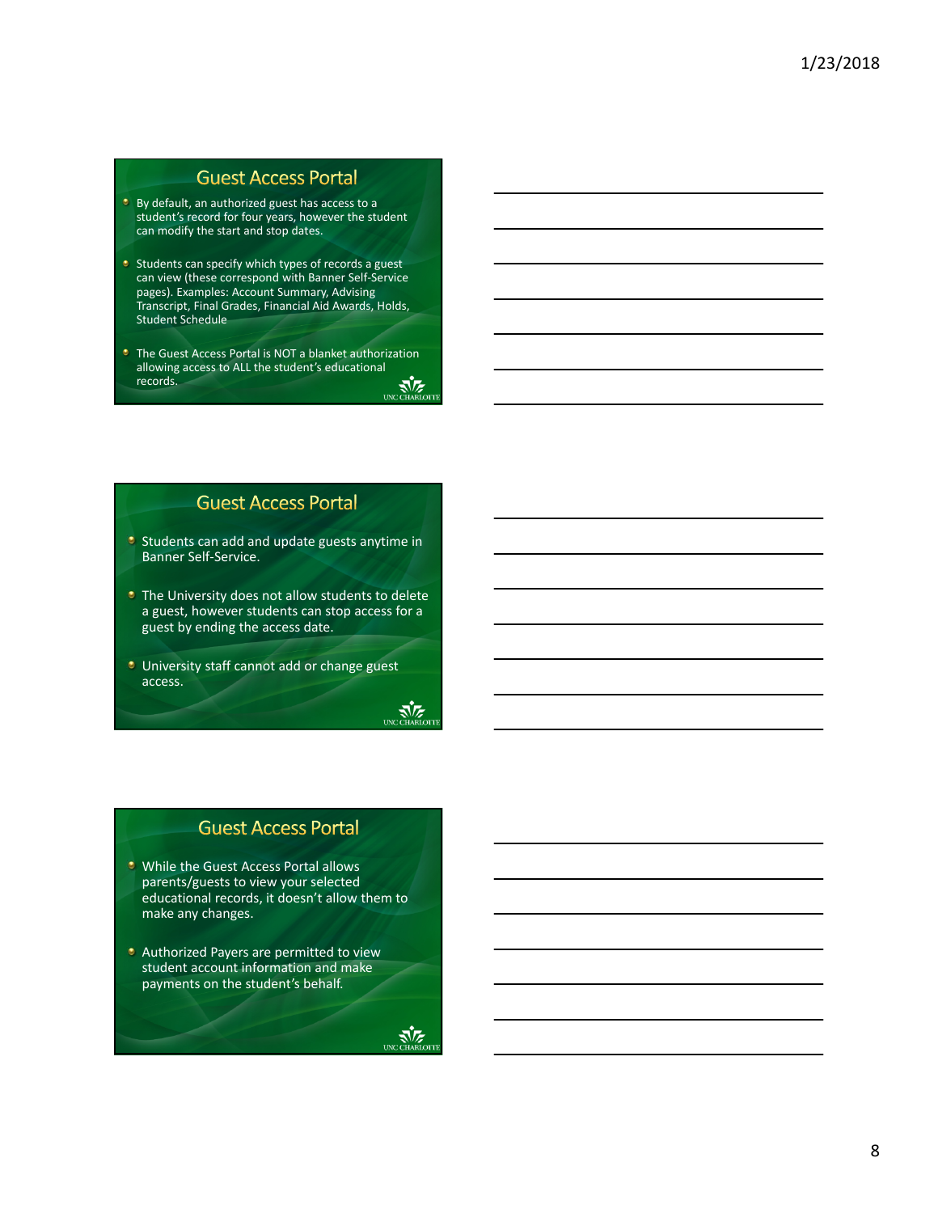## Guest Access Portal

- By default, an authorized guest has access to a student's record for four years, however the student can modify the start and stop dates.
- Students can specify which types of records a guest can view (these correspond with Banner Self-Service pages). Examples: Account Summary, Advising Transcript, Final Grades, Financial Aid Awards, Holds, Student Schedule
- The Guest Access Portal is NOT a blanket authorization allowing access to ALL the student's educational records.

## Guest Access Portal

- Students can add and update guests anytime in Banner Self-Service.
- The University does not allow students to delete a guest, however students can stop access for a guest by ending the access date.
- University staff cannot add or change guest access.

## Guest Access Portal

- While the Guest Access Portal allows parents/guests to view your selected educational records, it doesn't allow them to make any changes.
- Authorized Payers are permitted to view student account information and make payments on the student's behalf.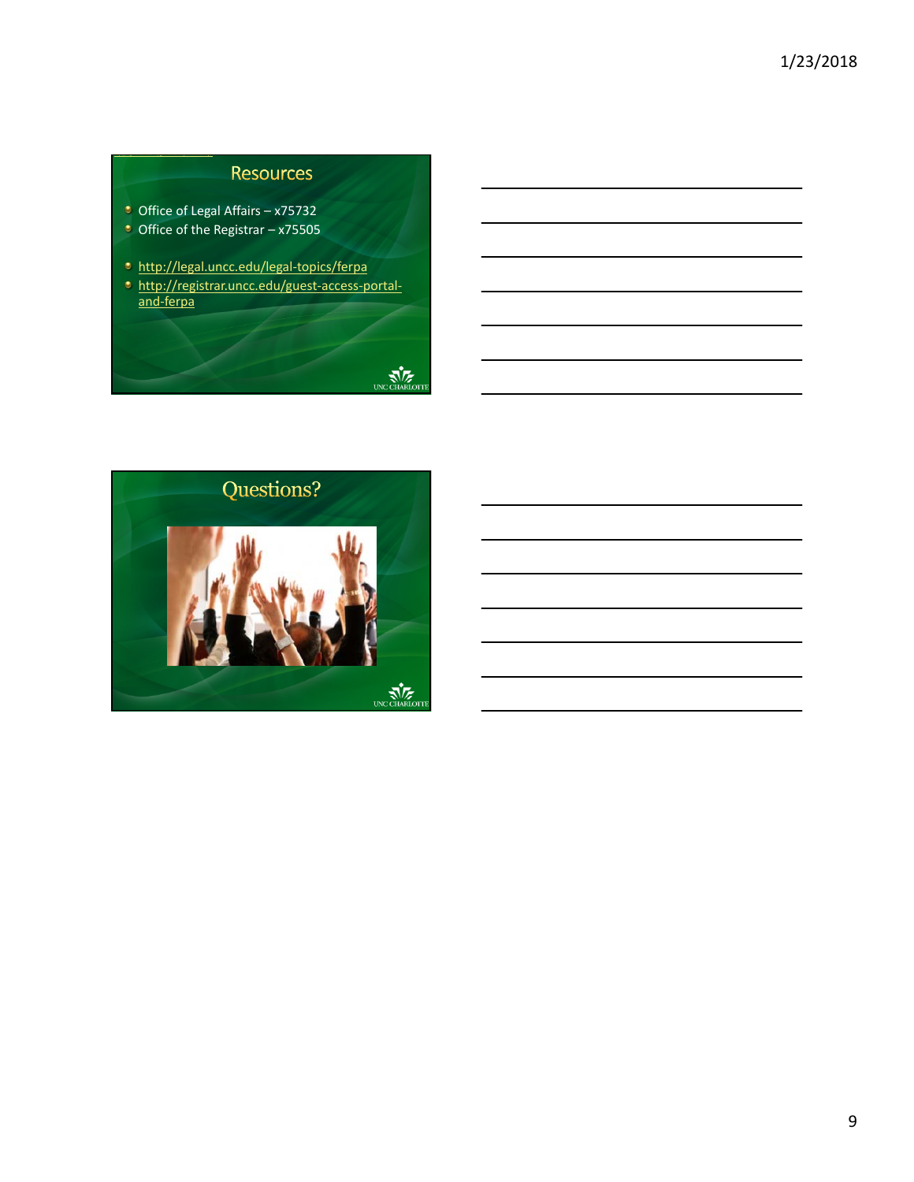## Resources

- Office of Legal Affairs – x75732
- Office of the Registrar – x75505

- http://legal.uncc.edu/legal-topics/ferpa
- http://registrar.uncc.edu/guest-access-portal-and-ferpa

UNC CHARLOTTE

## Questions?

UNC CHARLOTTE